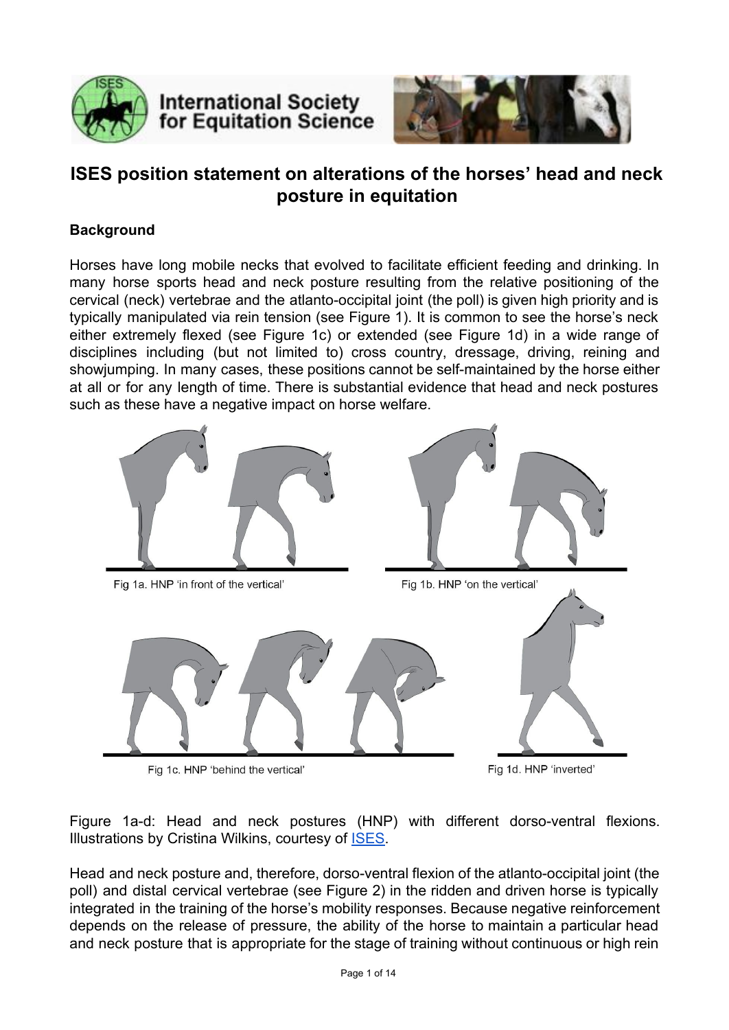# ISES position statement on alterations of the horses' head and neck posture in equitation

**Background**

Horses have long mobile necks that evolved to facilitate efficient feeding and drinking. In many horse sports head and neck posture resulting from the relative positioning of the cervical (neck) vertebrae and the atlanto-occipital joint (the poll) is given high priority and is typically manipulated via rein tension (see Figure 1). It is common to see the horse's neck either extremely flexed (see Figure 1c) or extended (see Figure 1d) in a wide range of disciplines including (but not limited to) cross country, dressage, driving, reining and showjumping. In many cases, these positions cannot be self-maintained by the horse either at all or for any length of time. There is substantial evidence that head and neck postures such as these have a negative impact on horse welfare.

Fig 1a. HNP 'in front of the vertical'

Fig 1b. HNP 'on the vertical'

Fig 1c. HNP 'behind the vertical'

Fig 1d. HNP 'inverted'

Figure 1a-d: Head and neck postures (HNP) with different dorso-ventral flexions. Illustrations by Cristina Wilkins, courtesy of ISES.

Head and neck posture and, therefore, dorso-ventral flexion of the atlanto-occipital joint (the poll) and distal cervical vertebrae (see Figure 2) in the ridden and driven horse is typically integrated in the training of the horse's mobility responses. Because negative reinforcement depends on the release of pressure, the ability of the horse to maintain a particular head and neck posture that is appropriate for the stage of training without continuous or high rein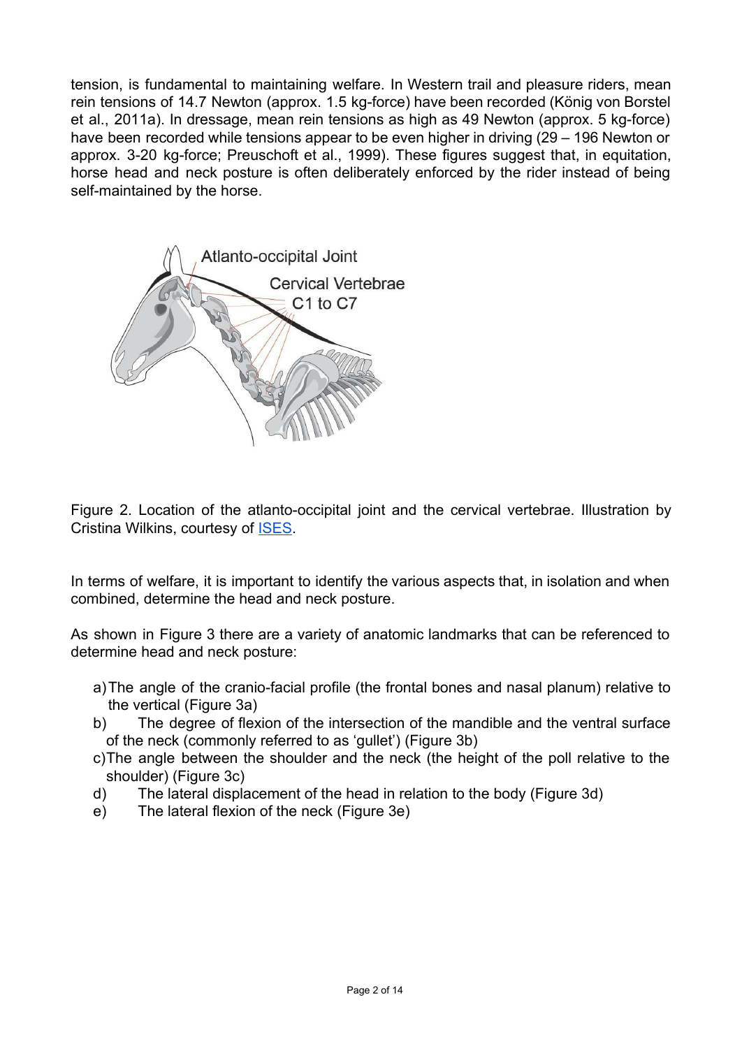tension, is fundamental to maintaining welfare. In Western trail and pleasure riders, mean rein tensions of 14.7 Newton (approx. 1.5 kg-force) have been recorded (König von Borstel et al., 2011a). In dressage, mean rein tensions as high as 49 Newton (approx. 5 kg-force) have been recorded while tensions appear to be even higher in driving (29 – 196 Newton or approx. 3-20 kg-force; Preuschoft et al., 1999). These figures suggest that, in equitation, horse head and neck posture is often deliberately enforced by the rider instead of being self-maintained by the horse.

Figure 2. Location of the atlanto-occipital joint and the cervical vertebrae. Illustration by Cristina Wilkins, courtesy of ISES.

In terms of welfare, it is important to identify the various aspects that, in isolation and when combined, determine the head and neck posture.

As shown in Figure 3 there are a variety of anatomic landmarks that can be referenced to determine head and neck posture:

a) The angle of the cranio-facial profile (the frontal bones and nasal planum) relative to the vertical (Figure 3a)
b) The degree of flexion of the intersection of the mandible and the ventral surface of the neck (commonly referred to as 'gullet') (Figure 3b)
c) The angle between the shoulder and the neck (the height of the poll relative to the shoulder) (Figure 3c)
d) The lateral displacement of the head in relation to the body (Figure 3d)
e) The lateral flexion of the neck (Figure 3e)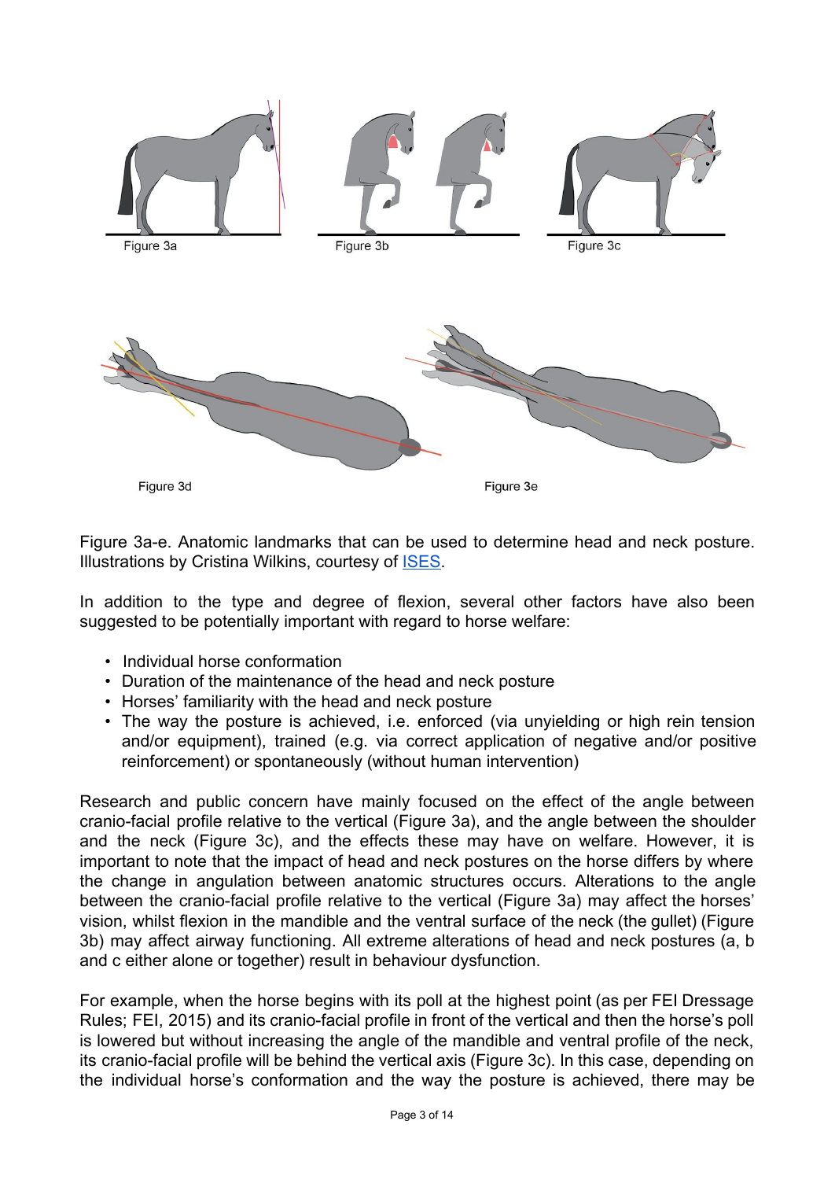Figure 3a

Figure 3b

Figure 3c

Figure 3d

Figure 3e

Figure 3a-e. Anatomic landmarks that can be used to determine head and neck posture. Illustrations by Cristina Wilkins, courtesy of [ISES](ISES).

In addition to the type and degree of flexion, several other factors have also been suggested to be potentially important with regard to horse welfare:

- Individual horse conformation
- Duration of the maintenance of the head and neck posture
- Horses' familiarity with the head and neck posture
- The way the posture is achieved, i.e. enforced (via unyielding or high rein tension and/or equipment), trained (e.g. via correct application of negative and/or positive reinforcement) or spontaneously (without human intervention)

Research and public concern have mainly focused on the effect of the angle between cranio-facial profile relative to the vertical (Figure 3a), and the angle between the shoulder and the neck (Figure 3c), and the effects these may have on welfare. However, it is important to note that the impact of head and neck postures on the horse differs by where the change in angulation between anatomic structures occurs. Alterations to the angle between the cranio-facial profile relative to the vertical (Figure 3a) may affect the horses' vision, whilst flexion in the mandible and the ventral surface of the neck (the gullet) (Figure 3b) may affect airway functioning. All extreme alterations of head and neck postures (a, b and c either alone or together) result in behaviour dysfunction.

For example, when the horse begins with its poll at the highest point (as per FEI Dressage Rules; FEI, 2015) and its cranio-facial profile in front of the vertical and then the horse's poll is lowered but without increasing the angle of the mandible and ventral profile of the neck, its cranio-facial profile will be behind the vertical axis (Figure 3c). In this case, depending on the individual horse's conformation and the way the posture is achieved, there may be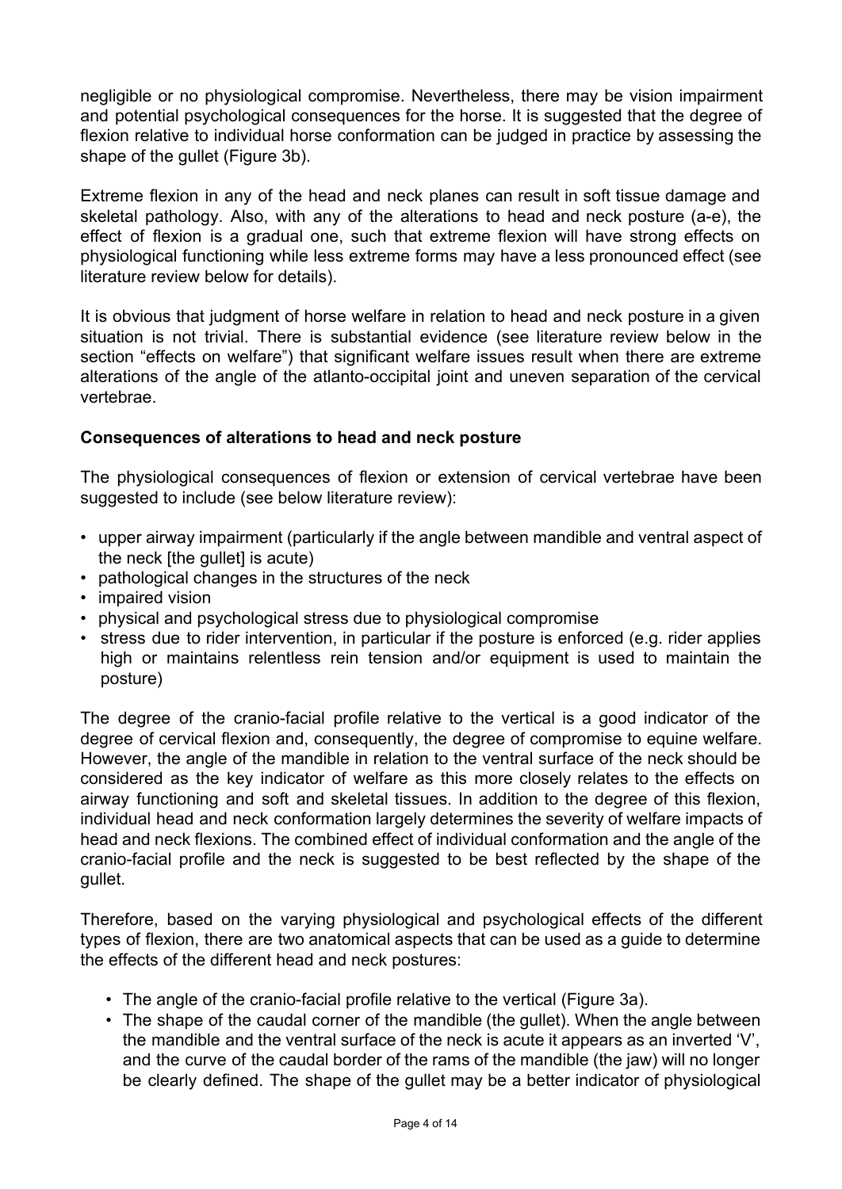negligible or no physiological compromise. Nevertheless, there may be vision impairment and potential psychological consequences for the horse. It is suggested that the degree of flexion relative to individual horse conformation can be judged in practice by assessing the shape of the gullet (Figure 3b).

Extreme flexion in any of the head and neck planes can result in soft tissue damage and skeletal pathology. Also, with any of the alterations to head and neck posture (a-e), the effect of flexion is a gradual one, such that extreme flexion will have strong effects on physiological functioning while less extreme forms may have a less pronounced effect (see literature review below for details).

It is obvious that judgment of horse welfare in relation to head and neck posture in a given situation is not trivial. There is substantial evidence (see literature review below in the section "effects on welfare") that significant welfare issues result when there are extreme alterations of the angle of the atlanto-occipital joint and uneven separation of the cervical vertebrae.

**Consequences of alterations to head and neck posture**

The physiological consequences of flexion or extension of cervical vertebrae have been suggested to include (see below literature review):

- upper airway impairment (particularly if the angle between mandible and ventral aspect of the neck [the gullet] is acute)
- pathological changes in the structures of the neck
- impaired vision
- physical and psychological stress due to physiological compromise
- stress due to rider intervention, in particular if the posture is enforced (e.g. rider applies high or maintains relentless rein tension and/or equipment is used to maintain the posture)

The degree of the cranio-facial profile relative to the vertical is a good indicator of the degree of cervical flexion and, consequently, the degree of compromise to equine welfare. However, the angle of the mandible in relation to the ventral surface of the neck should be considered as the key indicator of welfare as this more closely relates to the effects on airway functioning and soft and skeletal tissues. In addition to the degree of this flexion, individual head and neck conformation largely determines the severity of welfare impacts of head and neck flexions. The combined effect of individual conformation and the angle of the cranio-facial profile and the neck is suggested to be best reflected by the shape of the gullet.

Therefore, based on the varying physiological and psychological effects of the different types of flexion, there are two anatomical aspects that can be used as a guide to determine the effects of the different head and neck postures:

- The angle of the cranio-facial profile relative to the vertical (Figure 3a).
- The shape of the caudal corner of the mandible (the gullet). When the angle between the mandible and the ventral surface of the neck is acute it appears as an inverted 'V', and the curve of the caudal border of the rams of the mandible (the jaw) will no longer be clearly defined. The shape of the gullet may be a better indicator of physiological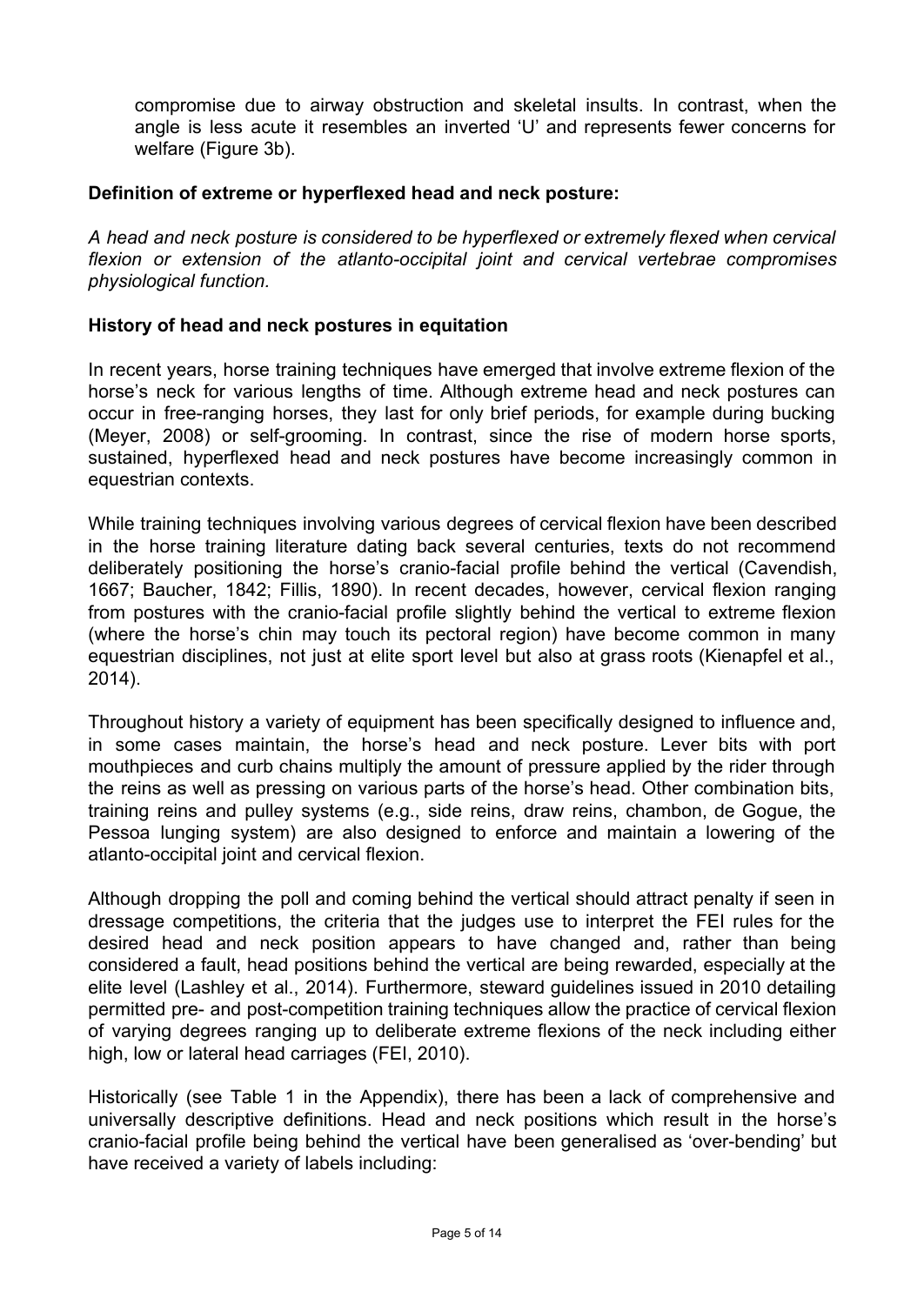compromise due to airway obstruction and skeletal insults. In contrast, when the angle is less acute it resembles an inverted 'U' and represents fewer concerns for welfare (Figure 3b).

**Definition of extreme or hyperflexed head and neck posture:**

*A head and neck posture is considered to be hyperflexed or extremely flexed when cervical flexion or extension of the atlanto-occipital joint and cervical vertebrae compromises physiological function.*

**History of head and neck postures in equitation**

In recent years, horse training techniques have emerged that involve extreme flexion of the horse's neck for various lengths of time. Although extreme head and neck postures can occur in free-ranging horses, they last for only brief periods, for example during bucking (Meyer, 2008) or self-grooming. In contrast, since the rise of modern horse sports, sustained, hyperflexed head and neck postures have become increasingly common in equestrian contexts.

While training techniques involving various degrees of cervical flexion have been described in the horse training literature dating back several centuries, texts do not recommend deliberately positioning the horse's cranio-facial profile behind the vertical (Cavendish, 1667; Baucher, 1842; Fillis, 1890). In recent decades, however, cervical flexion ranging from postures with the cranio-facial profile slightly behind the vertical to extreme flexion (where the horse's chin may touch its pectoral region) have become common in many equestrian disciplines, not just at elite sport level but also at grass roots (Kienapfel et al., 2014).

Throughout history a variety of equipment has been specifically designed to influence and, in some cases maintain, the horse's head and neck posture. Lever bits with port mouthpieces and curb chains multiply the amount of pressure applied by the rider through the reins as well as pressing on various parts of the horse's head. Other combination bits, training reins and pulley systems (e.g., side reins, draw reins, chambon, de Gogue, the Pessoa lunging system) are also designed to enforce and maintain a lowering of the atlanto-occipital joint and cervical flexion.

Although dropping the poll and coming behind the vertical should attract penalty if seen in dressage competitions, the criteria that the judges use to interpret the FEI rules for the desired head and neck position appears to have changed and, rather than being considered a fault, head positions behind the vertical are being rewarded, especially at the elite level (Lashley et al., 2014). Furthermore, steward guidelines issued in 2010 detailing permitted pre- and post-competition training techniques allow the practice of cervical flexion of varying degrees ranging up to deliberate extreme flexions of the neck including either high, low or lateral head carriages (FEI, 2010).

Historically (see Table 1 in the Appendix), there has been a lack of comprehensive and universally descriptive definitions. Head and neck positions which result in the horse's cranio-facial profile being behind the vertical have been generalised as 'over-bending' but have received a variety of labels including: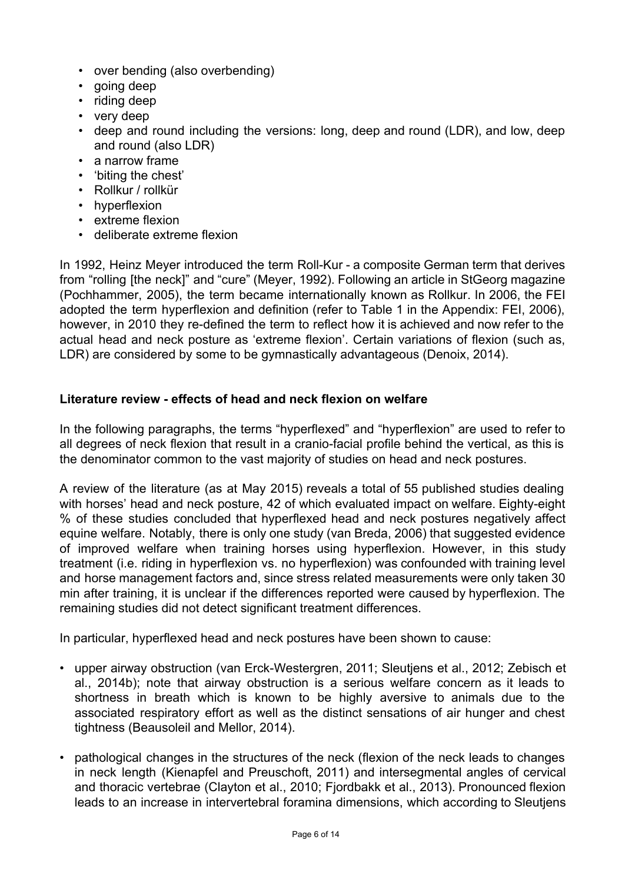- over bending (also overbending)
- going deep
- riding deep
- very deep
- deep and round including the versions: long, deep and round (LDR), and low, deep and round (also LDR)
- a narrow frame
- 'biting the chest'
- Rollkur / rollkür
- hyperflexion
- extreme flexion
- deliberate extreme flexion

In 1992, Heinz Meyer introduced the term Roll-Kur - a composite German term that derives from "rolling [the neck]" and "cure" (Meyer, 1992). Following an article in StGeorg magazine (Pochhammer, 2005), the term became internationally known as Rollkur. In 2006, the FEI adopted the term hyperflexion and definition (refer to Table 1 in the Appendix: FEI, 2006), however, in 2010 they re-defined the term to reflect how it is achieved and now refer to the actual head and neck posture as 'extreme flexion'. Certain variations of flexion (such as, LDR) are considered by some to be gymnastically advantageous (Denoix, 2014).

## Literature review - effects of head and neck flexion on welfare

In the following paragraphs, the terms "hyperflexed" and "hyperflexion" are used to refer to all degrees of neck flexion that result in a cranio-facial profile behind the vertical, as this is the denominator common to the vast majority of studies on head and neck postures.

A review of the literature (as at May 2015) reveals a total of 55 published studies dealing with horses' head and neck posture, 42 of which evaluated impact on welfare. Eighty-eight % of these studies concluded that hyperflexed head and neck postures negatively affect equine welfare. Notably, there is only one study (van Breda, 2006) that suggested evidence of improved welfare when training horses using hyperflexion. However, in this study treatment (i.e. riding in hyperflexion vs. no hyperflexion) was confounded with training level and horse management factors and, since stress related measurements were only taken 30 min after training, it is unclear if the differences reported were caused by hyperflexion. The remaining studies did not detect significant treatment differences.

In particular, hyperflexed head and neck postures have been shown to cause:

- upper airway obstruction (van Erck-Westergren, 2011; Sleutjens et al., 2012; Zebisch et al., 2014b); note that airway obstruction is a serious welfare concern as it leads to shortness in breath which is known to be highly aversive to animals due to the associated respiratory effort as well as the distinct sensations of air hunger and chest tightness (Beausoleil and Mellor, 2014).
- pathological changes in the structures of the neck (flexion of the neck leads to changes in neck length (Kienapfel and Preuschoft, 2011) and intersegmental angles of cervical and thoracic vertebrae (Clayton et al., 2010; Fjordbakk et al., 2013). Pronounced flexion leads to an increase in intervertebral foramina dimensions, which according to Sleutjens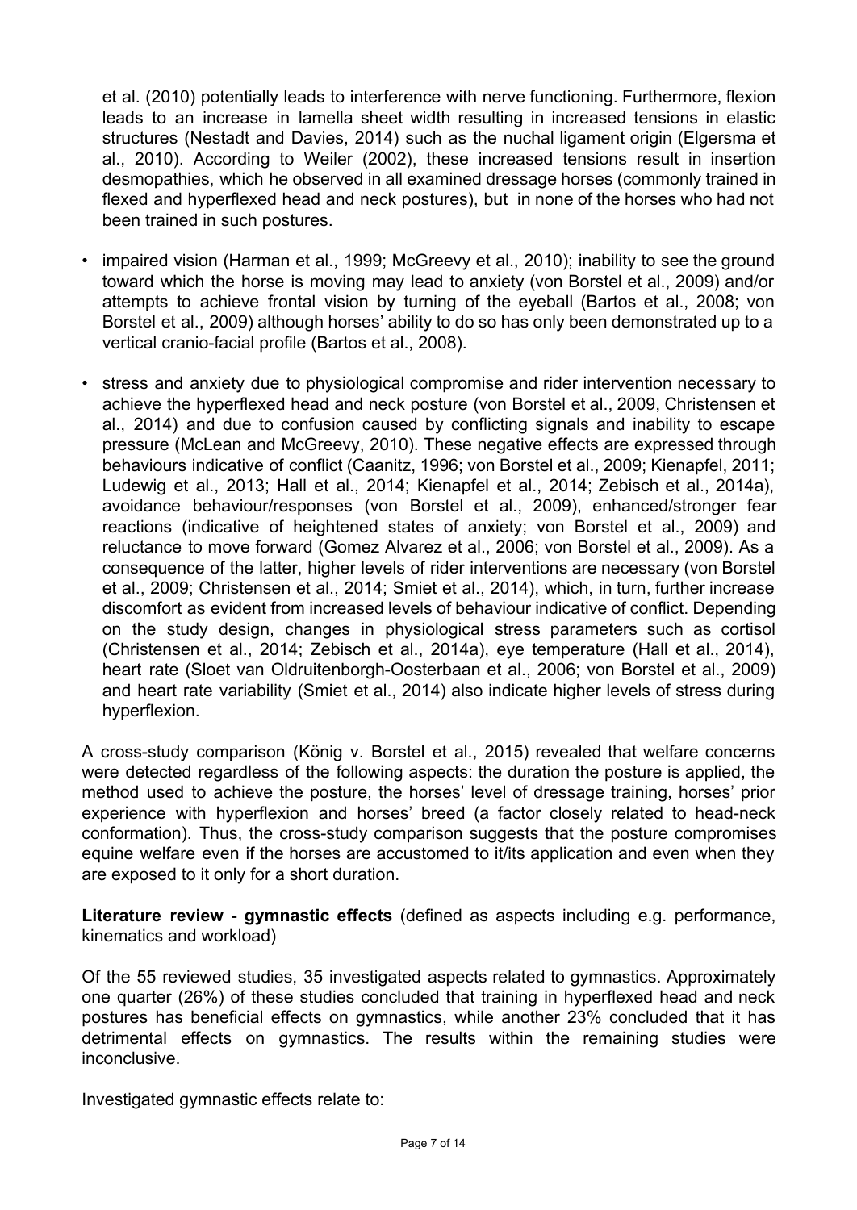et al. (2010) potentially leads to interference with nerve functioning. Furthermore, flexion leads to an increase in lamella sheet width resulting in increased tensions in elastic structures (Nestadt and Davies, 2014) such as the nuchal ligament origin (Elgersma et al., 2010). According to Weiler (2002), these increased tensions result in insertion desmopathies, which he observed in all examined dressage horses (commonly trained in flexed and hyperflexed head and neck postures), but in none of the horses who had not been trained in such postures.

- impaired vision (Harman et al., 1999; McGreevy et al., 2010); inability to see the ground toward which the horse is moving may lead to anxiety (von Borstel et al., 2009) and/or attempts to achieve frontal vision by turning of the eyeball (Bartos et al., 2008; von Borstel et al., 2009) although horses' ability to do so has only been demonstrated up to a vertical cranio-facial profile (Bartos et al., 2008).

- stress and anxiety due to physiological compromise and rider intervention necessary to achieve the hyperflexed head and neck posture (von Borstel et al., 2009, Christensen et al., 2014) and due to confusion caused by conflicting signals and inability to escape pressure (McLean and McGreevy, 2010). These negative effects are expressed through behaviours indicative of conflict (Caanitz, 1996; von Borstel et al., 2009; Kienapfel, 2011; Ludewig et al., 2013; Hall et al., 2014; Kienapfel et al., 2014; Zebisch et al., 2014a), avoidance behaviour/responses (von Borstel et al., 2009), enhanced/stronger fear reactions (indicative of heightened states of anxiety; von Borstel et al., 2009) and reluctance to move forward (Gomez Alvarez et al., 2006; von Borstel et al., 2009). As a consequence of the latter, higher levels of rider interventions are necessary (von Borstel et al., 2009; Christensen et al., 2014; Smiet et al., 2014), which, in turn, further increase discomfort as evident from increased levels of behaviour indicative of conflict. Depending on the study design, changes in physiological stress parameters such as cortisol (Christensen et al., 2014; Zebisch et al., 2014a), eye temperature (Hall et al., 2014), heart rate (Sloet van Oldruitenborgh-Oosterbaan et al., 2006; von Borstel et al., 2009) and heart rate variability (Smiet et al., 2014) also indicate higher levels of stress during hyperflexion.

A cross-study comparison (König v. Borstel et al., 2015) revealed that welfare concerns were detected regardless of the following aspects: the duration the posture is applied, the method used to achieve the posture, the horses' level of dressage training, horses' prior experience with hyperflexion and horses' breed (a factor closely related to head-neck conformation). Thus, the cross-study comparison suggests that the posture compromises equine welfare even if the horses are accustomed to it/its application and even when they are exposed to it only for a short duration.

**Literature review - gymnastic effects** (defined as aspects including e.g. performance, kinematics and workload)

Of the 55 reviewed studies, 35 investigated aspects related to gymnastics. Approximately one quarter (26%) of these studies concluded that training in hyperflexed head and neck postures has beneficial effects on gymnastics, while another 23% concluded that it has detrimental effects on gymnastics. The results within the remaining studies were inconclusive.

Investigated gymnastic effects relate to: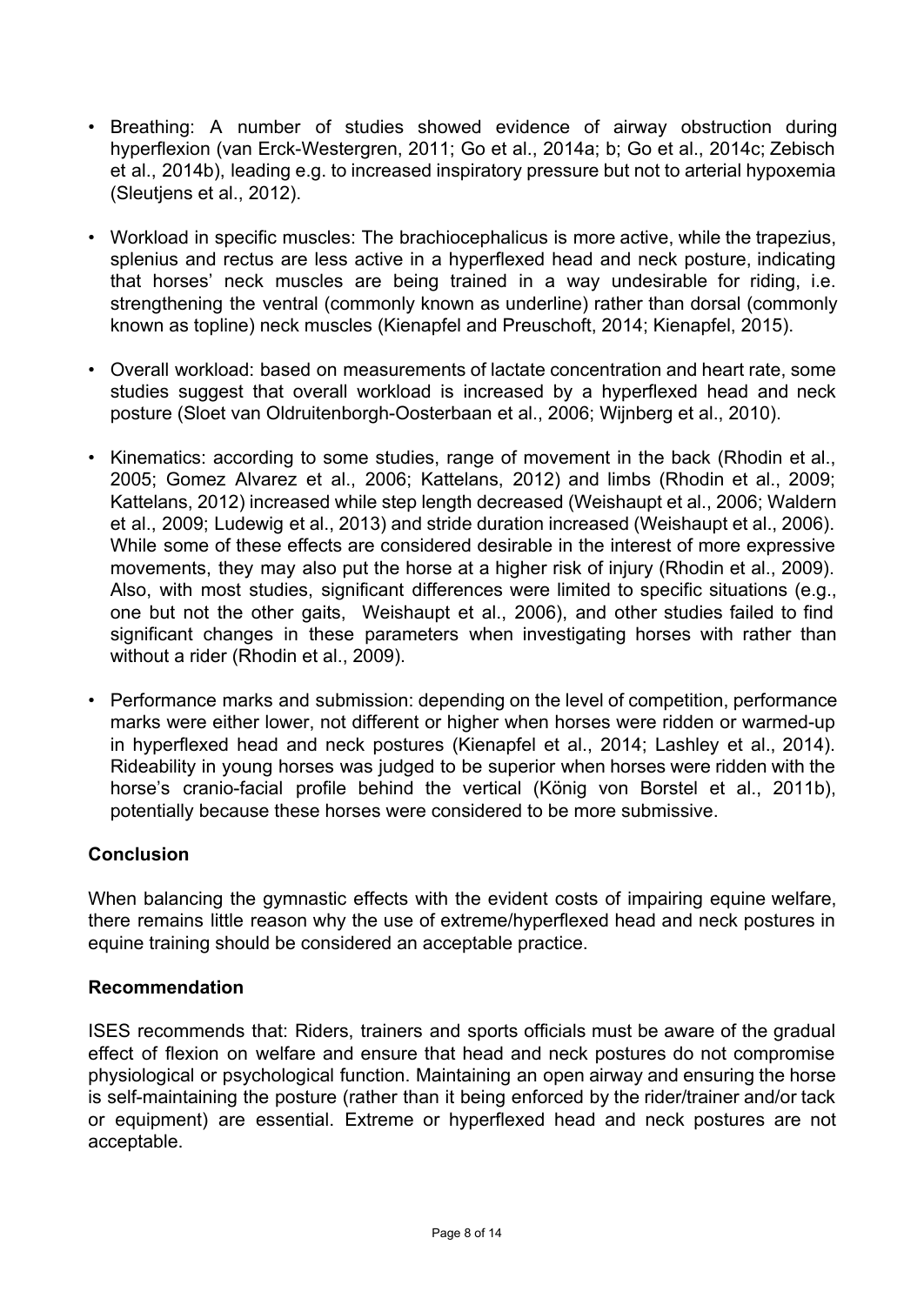- Breathing: A number of studies showed evidence of airway obstruction during hyperflexion (van Erck-Westergren, 2011; Go et al., 2014a; b; Go et al., 2014c; Zebisch et al., 2014b), leading e.g. to increased inspiratory pressure but not to arterial hypoxemia (Sleutjens et al., 2012).

- Workload in specific muscles: The brachiocephalicus is more active, while the trapezius, splenius and rectus are less active in a hyperflexed head and neck posture, indicating that horses' neck muscles are being trained in a way undesirable for riding, i.e. strengthening the ventral (commonly known as underline) rather than dorsal (commonly known as topline) neck muscles (Kienapfel and Preuschoft, 2014; Kienapfel, 2015).

- Overall workload: based on measurements of lactate concentration and heart rate, some studies suggest that overall workload is increased by a hyperflexed head and neck posture (Sloet van Oldruitenborgh-Oosterbaan et al., 2006; Wijnberg et al., 2010).

- Kinematics: according to some studies, range of movement in the back (Rhodin et al., 2005; Gomez Alvarez et al., 2006; Kattelans, 2012) and limbs (Rhodin et al., 2009; Kattelans, 2012) increased while step length decreased (Weishaupt et al., 2006; Waldern et al., 2009; Ludewig et al., 2013) and stride duration increased (Weishaupt et al., 2006). While some of these effects are considered desirable in the interest of more expressive movements, they may also put the horse at a higher risk of injury (Rhodin et al., 2009). Also, with most studies, significant differences were limited to specific situations (e.g., one but not the other gaits, Weishaupt et al., 2006), and other studies failed to find significant changes in these parameters when investigating horses with rather than without a rider (Rhodin et al., 2009).

- Performance marks and submission: depending on the level of competition, performance marks were either lower, not different or higher when horses were ridden or warmed-up in hyperflexed head and neck postures (Kienapfel et al., 2014; Lashley et al., 2014). Rideability in young horses was judged to be superior when horses were ridden with the horse's cranio-facial profile behind the vertical (König von Borstel et al., 2011b), potentially because these horses were considered to be more submissive.

### Conclusion

When balancing the gymnastic effects with the evident costs of impairing equine welfare, there remains little reason why the use of extreme/hyperflexed head and neck postures in equine training should be considered an acceptable practice.

### Recommendation

ISES recommends that: Riders, trainers and sports officials must be aware of the gradual effect of flexion on welfare and ensure that head and neck postures do not compromise physiological or psychological function. Maintaining an open airway and ensuring the horse is self-maintaining the posture (rather than it being enforced by the rider/trainer and/or tack or equipment) are essential. Extreme or hyperflexed head and neck postures are not acceptable.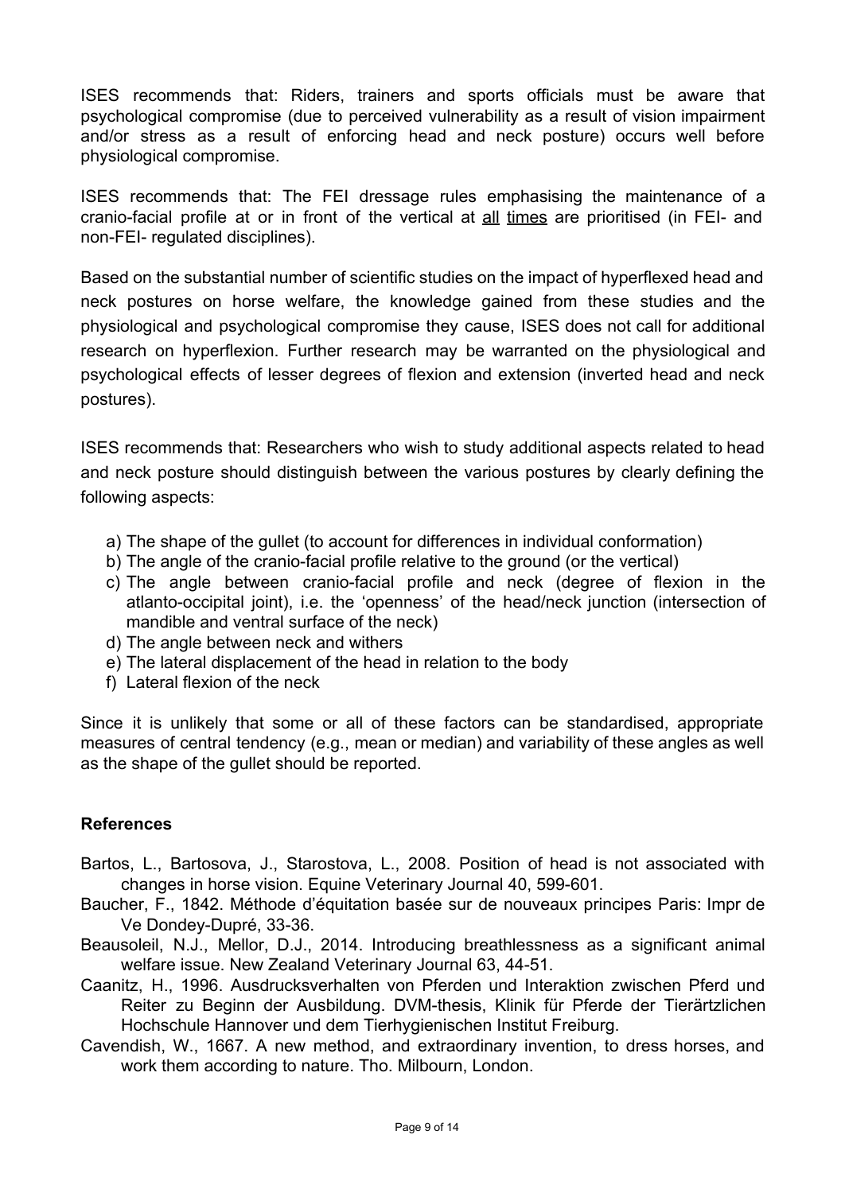ISES recommends that: Riders, trainers and sports officials must be aware that psychological compromise (due to perceived vulnerability as a result of vision impairment and/or stress as a result of enforcing head and neck posture) occurs well before physiological compromise.

ISES recommends that: The FEI dressage rules emphasising the maintenance of a cranio-facial profile at or in front of the vertical at <u>all</u> <u>times</u> are prioritised (in FEI- and non-FEI- regulated disciplines).

Based on the substantial number of scientific studies on the impact of hyperflexed head and neck postures on horse welfare, the knowledge gained from these studies and the physiological and psychological compromise they cause, ISES does not call for additional research on hyperflexion. Further research may be warranted on the physiological and psychological effects of lesser degrees of flexion and extension (inverted head and neck postures).

ISES recommends that: Researchers who wish to study additional aspects related to head and neck posture should distinguish between the various postures by clearly defining the following aspects:

a) The shape of the gullet (to account for differences in individual conformation)
b) The angle of the cranio-facial profile relative to the ground (or the vertical)
c) The angle between cranio-facial profile and neck (degree of flexion in the atlanto-occipital joint), i.e. the 'openness' of the head/neck junction (intersection of mandible and ventral surface of the neck)
d) The angle between neck and withers
e) The lateral displacement of the head in relation to the body
f) Lateral flexion of the neck

Since it is unlikely that some or all of these factors can be standardised, appropriate measures of central tendency (e.g., mean or median) and variability of these angles as well as the shape of the gullet should be reported.

## References

Bartos, L., Bartosova, J., Starostova, L., 2008. Position of head is not associated with changes in horse vision. Equine Veterinary Journal 40, 599-601.

Baucher, F., 1842. Méthode d'équitation basée sur de nouveaux principes Paris: Impr de Ve Dondey-Dupré, 33-36.

Beausoleil, N.J., Mellor, D.J., 2014. Introducing breathlessness as a significant animal welfare issue. New Zealand Veterinary Journal 63, 44-51.

Caanitz, H., 1996. Ausdrucksverhalten von Pferden und Interaktion zwischen Pferd und Reiter zu Beginn der Ausbildung. DVM-thesis, Klinik für Pferde der Tierärtzlichen Hochschule Hannover und dem Tierhygienischen Institut Freiburg.

Cavendish, W., 1667. A new method, and extraordinary invention, to dress horses, and work them according to nature. Tho. Milbourn, London.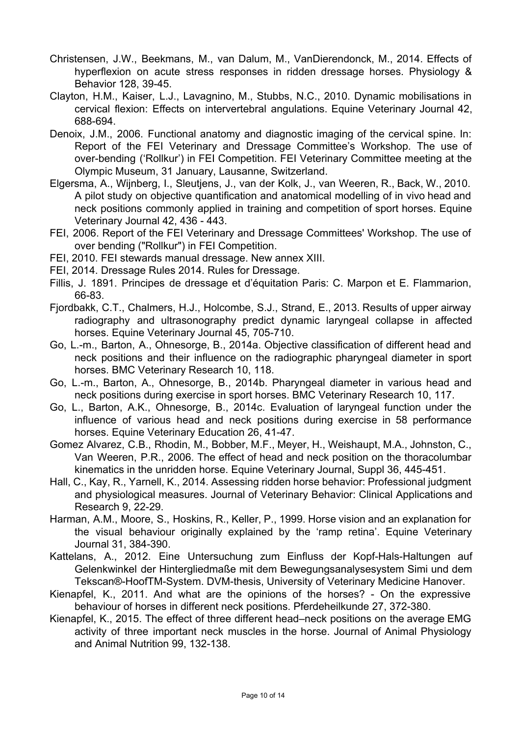Christensen, J.W., Beekmans, M., van Dalum, M., VanDierendonck, M., 2014. Effects of hyperflexion on acute stress responses in ridden dressage horses. Physiology & Behavior 128, 39-45.

Clayton, H.M., Kaiser, L.J., Lavagnino, M., Stubbs, N.C., 2010. Dynamic mobilisations in cervical flexion: Effects on intervertebral angulations. Equine Veterinary Journal 42, 688-694.

Denoix, J.M., 2006. Functional anatomy and diagnostic imaging of the cervical spine. In: Report of the FEI Veterinary and Dressage Committee's Workshop. The use of over-bending ('Rollkur') in FEI Competition. FEI Veterinary Committee meeting at the Olympic Museum, 31 January, Lausanne, Switzerland.

Elgersma, A., Wijnberg, I., Sleutjens, J., van der Kolk, J., van Weeren, R., Back, W., 2010. A pilot study on objective quantification and anatomical modelling of in vivo head and neck positions commonly applied in training and competition of sport horses. Equine Veterinary Journal 42, 436 - 443.

FEI, 2006. Report of the FEI Veterinary and Dressage Committees' Workshop. The use of over bending ("Rollkur") in FEI Competition.

FEI, 2010. FEI stewards manual dressage. New annex XIII.

FEI, 2014. Dressage Rules 2014. Rules for Dressage.

Fillis, J. 1891. Principes de dressage et d'équitation Paris: C. Marpon et E. Flammarion, 66-83.

Fjordbakk, C.T., Chalmers, H.J., Holcombe, S.J., Strand, E., 2013. Results of upper airway radiography and ultrasonography predict dynamic laryngeal collapse in affected horses. Equine Veterinary Journal 45, 705-710.

Go, L.-m., Barton, A., Ohnesorge, B., 2014a. Objective classification of different head and neck positions and their influence on the radiographic pharyngeal diameter in sport horses. BMC Veterinary Research 10, 118.

Go, L.-m., Barton, A., Ohnesorge, B., 2014b. Pharyngeal diameter in various head and neck positions during exercise in sport horses. BMC Veterinary Research 10, 117.

Go, L., Barton, A.K., Ohnesorge, B., 2014c. Evaluation of laryngeal function under the influence of various head and neck positions during exercise in 58 performance horses. Equine Veterinary Education 26, 41-47.

Gomez Alvarez, C.B., Rhodin, M., Bobber, M.F., Meyer, H., Weishaupt, M.A., Johnston, C., Van Weeren, P.R., 2006. The effect of head and neck position on the thoracolumbar kinematics in the unridden horse. Equine Veterinary Journal, Suppl 36, 445-451.

Hall, C., Kay, R., Yarnell, K., 2014. Assessing ridden horse behavior: Professional judgment and physiological measures. Journal of Veterinary Behavior: Clinical Applications and Research 9, 22-29.

Harman, A.M., Moore, S., Hoskins, R., Keller, P., 1999. Horse vision and an explanation for the visual behaviour originally explained by the 'ramp retina'. Equine Veterinary Journal 31, 384-390.

Kattelans, A., 2012. Eine Untersuchung zum Einfluss der Kopf-Hals-Haltungen auf Gelenkwinkel der Hintergliedmaße mit dem Bewegungsanalysesystem Simi und dem Tekscan®-HoofTM-System. DVM-thesis, University of Veterinary Medicine Hanover.

Kienapfel, K., 2011. And what are the opinions of the horses? - On the expressive behaviour of horses in different neck positions. Pferdeheilkunde 27, 372-380.

Kienapfel, K., 2015. The effect of three different head–neck positions on the average EMG activity of three important neck muscles in the horse. Journal of Animal Physiology and Animal Nutrition 99, 132-138.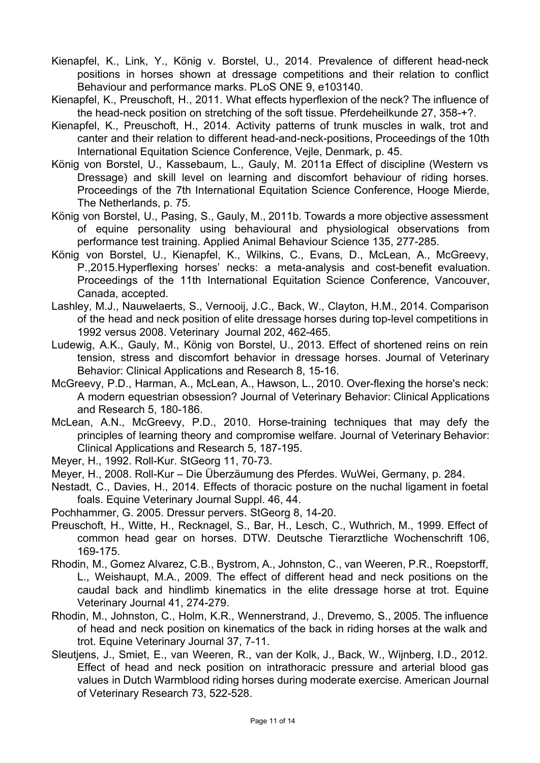Kienapfel, K., Link, Y., König v. Borstel, U., 2014. Prevalence of different head-neck positions in horses shown at dressage competitions and their relation to conflict Behaviour and performance marks. PLoS ONE 9, e103140.

Kienapfel, K., Preuschoft, H., 2011. What effects hyperflexion of the neck? The influence of the head-neck position on stretching of the soft tissue. Pferdeheilkunde 27, 358-+?.

Kienapfel, K., Preuschoft, H., 2014. Activity patterns of trunk muscles in walk, trot and canter and their relation to different head-and-neck-positions, Proceedings of the 10th International Equitation Science Conference, Vejle, Denmark, p. 45.

König von Borstel, U., Kassebaum, L., Gauly, M. 2011a Effect of discipline (Western vs Dressage) and skill level on learning and discomfort behaviour of riding horses. Proceedings of the 7th International Equitation Science Conference, Hooge Mierde, The Netherlands, p. 75.

König von Borstel, U., Pasing, S., Gauly, M., 2011b. Towards a more objective assessment of equine personality using behavioural and physiological observations from performance test training. Applied Animal Behaviour Science 135, 277-285.

König von Borstel, U., Kienapfel, K., Wilkins, C., Evans, D., McLean, A., McGreevy, P.,2015.Hyperflexing horses' necks: a meta-analysis and cost-benefit evaluation. Proceedings of the 11th International Equitation Science Conference, Vancouver, Canada, accepted.

Lashley, M.J., Nauwelaerts, S., Vernooij, J.C., Back, W., Clayton, H.M., 2014. Comparison of the head and neck position of elite dressage horses during top-level competitions in 1992 versus 2008. Veterinary Journal 202, 462-465.

Ludewig, A.K., Gauly, M., König von Borstel, U., 2013. Effect of shortened reins on rein tension, stress and discomfort behavior in dressage horses. Journal of Veterinary Behavior: Clinical Applications and Research 8, 15-16.

McGreevy, P.D., Harman, A., McLean, A., Hawson, L., 2010. Over-flexing the horse's neck: A modern equestrian obsession? Journal of Veterinary Behavior: Clinical Applications and Research 5, 180-186.

McLean, A.N., McGreevy, P.D., 2010. Horse-training techniques that may defy the principles of learning theory and compromise welfare. Journal of Veterinary Behavior: Clinical Applications and Research 5, 187-195.

Meyer, H., 1992. Roll-Kur. StGeorg 11, 70-73.

Meyer, H., 2008. Roll-Kur – Die Überzäumung des Pferdes. WuWei, Germany, p. 284.

Nestadt, C., Davies, H., 2014. Effects of thoracic posture on the nuchal ligament in foetal foals. Equine Veterinary Journal Suppl. 46, 44.

Pochhammer, G. 2005. Dressur pervers. StGeorg 8, 14-20.

Preuschoft, H., Witte, H., Recknagel, S., Bar, H., Lesch, C., Wuthrich, M., 1999. Effect of common head gear on horses. DTW. Deutsche Tierarztliche Wochenschrift 106, 169-175.

Rhodin, M., Gomez Alvarez, C.B., Bystrom, A., Johnston, C., van Weeren, P.R., Roepstorff, L., Weishaupt, M.A., 2009. The effect of different head and neck positions on the caudal back and hindlimb kinematics in the elite dressage horse at trot. Equine Veterinary Journal 41, 274-279.

Rhodin, M., Johnston, C., Holm, K.R., Wennerstrand, J., Drevemo, S., 2005. The influence of head and neck position on kinematics of the back in riding horses at the walk and trot. Equine Veterinary Journal 37, 7-11.

Sleutjens, J., Smiet, E., van Weeren, R., van der Kolk, J., Back, W., Wijnberg, I.D., 2012. Effect of head and neck position on intrathoracic pressure and arterial blood gas values in Dutch Warmblood riding horses during moderate exercise. American Journal of Veterinary Research 73, 522-528.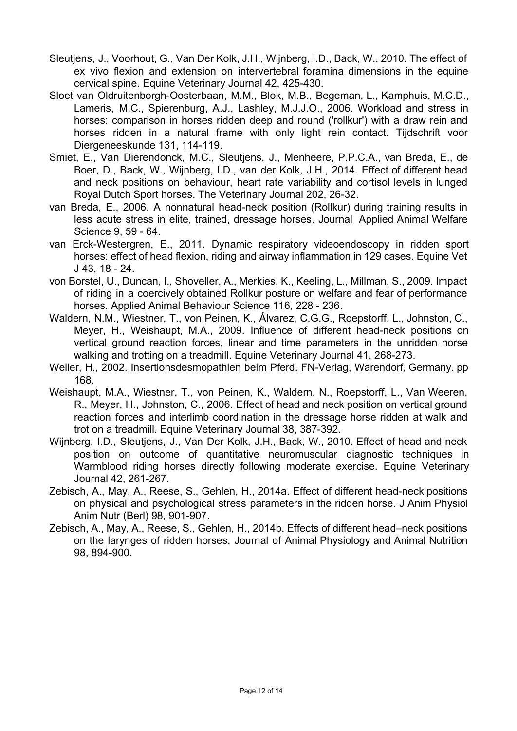Sleutjens, J., Voorhout, G., Van Der Kolk, J.H., Wijnberg, I.D., Back, W., 2010. The effect of ex vivo flexion and extension on intervertebral foramina dimensions in the equine cervical spine. Equine Veterinary Journal 42, 425-430.

Sloet van Oldruitenborgh-Oosterbaan, M.M., Blok, M.B., Begeman, L., Kamphuis, M.C.D., Lameris, M.C., Spierenburg, A.J., Lashley, M.J.J.O., 2006. Workload and stress in horses: comparison in horses ridden deep and round ('rollkur') with a draw rein and horses ridden in a natural frame with only light rein contact. Tijdschrift voor Diergeneeskunde 131, 114-119.

Smiet, E., Van Dierendonck, M.C., Sleutjens, J., Menheere, P.P.C.A., van Breda, E., de Boer, D., Back, W., Wijnberg, I.D., van der Kolk, J.H., 2014. Effect of different head and neck positions on behaviour, heart rate variability and cortisol levels in lunged Royal Dutch Sport horses. The Veterinary Journal 202, 26-32.

van Breda, E., 2006. A nonnatural head-neck position (Rollkur) during training results in less acute stress in elite, trained, dressage horses. Journal Applied Animal Welfare Science 9, 59 - 64.

van Erck-Westergren, E., 2011. Dynamic respiratory videoendoscopy in ridden sport horses: effect of head flexion, riding and airway inflammation in 129 cases. Equine Vet J 43, 18 - 24.

von Borstel, U., Duncan, I., Shoveller, A., Merkies, K., Keeling, L., Millman, S., 2009. Impact of riding in a coercively obtained Rollkur posture on welfare and fear of performance horses. Applied Animal Behaviour Science 116, 228 - 236.

Waldern, N.M., Wiestner, T., von Peinen, K., Álvarez, C.G.G., Roepstorff, L., Johnston, C., Meyer, H., Weishaupt, M.A., 2009. Influence of different head-neck positions on vertical ground reaction forces, linear and time parameters in the unridden horse walking and trotting on a treadmill. Equine Veterinary Journal 41, 268-273.

Weiler, H., 2002. Insertionsdesmopathien beim Pferd. FN-Verlag, Warendorf, Germany. pp 168.

Weishaupt, M.A., Wiestner, T., von Peinen, K., Waldern, N., Roepstorff, L., Van Weeren, R., Meyer, H., Johnston, C., 2006. Effect of head and neck position on vertical ground reaction forces and interlimb coordination in the dressage horse ridden at walk and trot on a treadmill. Equine Veterinary Journal 38, 387-392.

Wijnberg, I.D., Sleutjens, J., Van Der Kolk, J.H., Back, W., 2010. Effect of head and neck position on outcome of quantitative neuromuscular diagnostic techniques in Warmblood riding horses directly following moderate exercise. Equine Veterinary Journal 42, 261-267.

Zebisch, A., May, A., Reese, S., Gehlen, H., 2014a. Effect of different head-neck positions on physical and psychological stress parameters in the ridden horse. J Anim Physiol Anim Nutr (Berl) 98, 901-907.

Zebisch, A., May, A., Reese, S., Gehlen, H., 2014b. Effects of different head–neck positions on the larynges of ridden horses. Journal of Animal Physiology and Animal Nutrition 98, 894-900.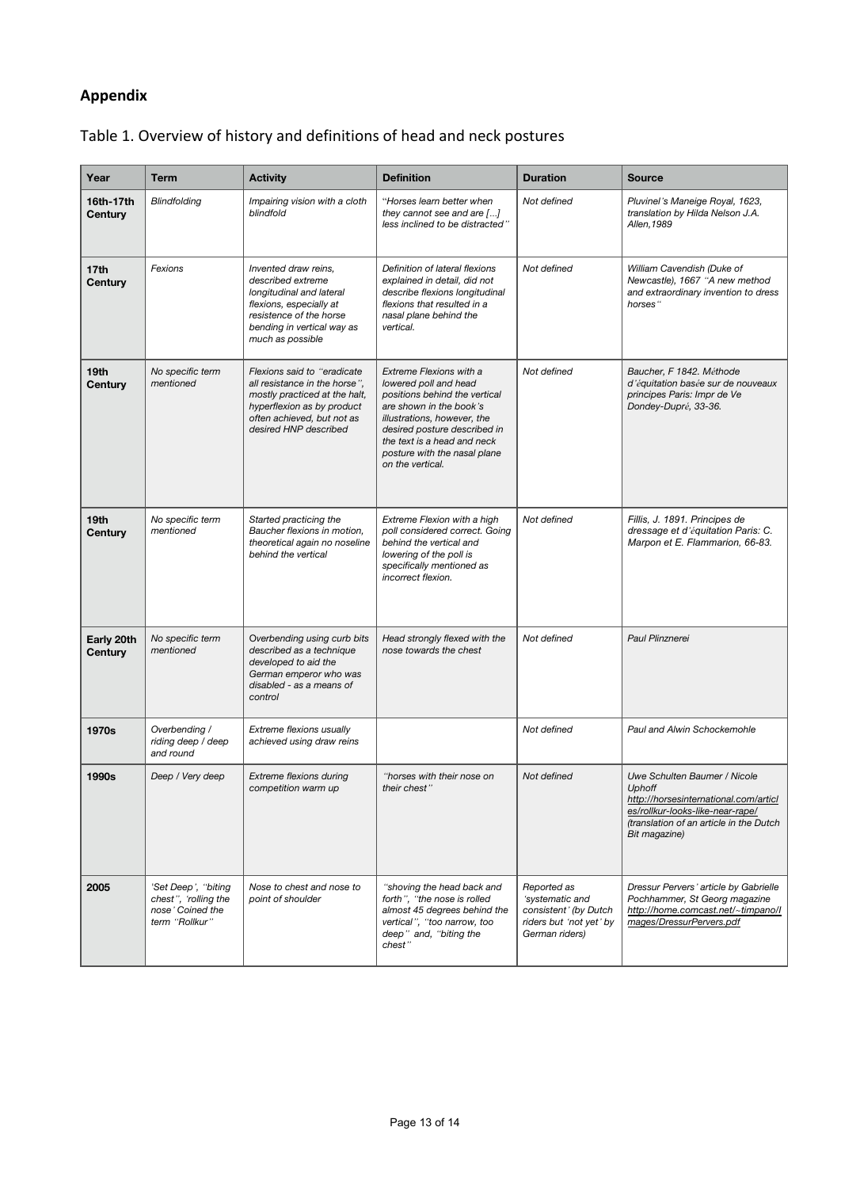## Appendix

Table 1. Overview of history and definitions of head and neck postures

| Year | Term | Activity | Definition | Duration | Source |
|---|---|---|---|---|---|
| 16th-17th Century | *Blindfolding* | *Impairing vision with a cloth blindfold* | *"Horses learn better when they cannot see and are [...] less inclined to be distracted"* | *Not defined* | *Pluvinel's Maneige Royal, 1623, translation by Hilda Nelson J.A. Allen,1989* |
| 17th Century | *Fexions* | *Invented draw reins, described extreme longitudinal and lateral flexions, especially at resistence of the horse bending in vertical way as much as possible* | *Definition of lateral flexions explained in detail, did not describe flexions longitudinal flexions that resulted in a nasal plane behind the vertical.* | *Not defined* | *William Cavendish (Duke of Newcastle), 1667 "A new method and extraordinary invention to dress horses"* |
| 19th Century | *No specific term mentioned* | *Flexions said to "eradicate all resistance in the horse", mostly practiced at the halt, hyperflexion as by product often achieved, but not as desired HNP described* | *Extreme Flexions with a lowered poll and head positions behind the vertical are shown in the book's illustrations, however, the desired posture described in the text is a head and neck posture with the nasal plane on the vertical.* | *Not defined* | *Baucher, F 1842. Méthode d'équitation basée sur de nouveaux principes Paris: Impr de Ve Dondey-Dupré, 33-36.* |
| 19th Century | *No specific term mentioned* | *Started practicing the Baucher flexions in motion, theoretical again no noseline behind the vertical* | *Extreme Flexion with a high poll considered correct. Going behind the vertical and lowering of the poll is specifically mentioned as incorrect flexion.* | *Not defined* | *Fillis, J. 1891. Principes de dressage et d'équitation Paris: C. Marpon et E. Flammarion, 66-83.* |
| Early 20th Century | *No specific term mentioned* | *Overbending using curb bits described as a technique developed to aid the German emperor who was disabled - as a means of control* | *Head strongly flexed with the nose towards the chest* | *Not defined* | *Paul Plinznerei* |
| 1970s | *Overbending / riding deep / deep and round* | *Extreme flexions usually achieved using draw reins* | | *Not defined* | *Paul and Alwin Schockemohle* |
| 1990s | *Deep / Very deep* | *Extreme flexions during competition warm up* | *"horses with their nose on their chest"* | *Not defined* | *Uwe Schulten Baumer / Nicole Uphoff http://horsesinternational.com/articles/rollkur-looks-like-near-rape/ (translation of an article in the Dutch Bit magazine)* |
| 2005 | *'Set Deep', "biting chest", 'rolling the nose' Coined the term "Rollkur"* | *Nose to chest and nose to point of shoulder* | *"shoving the head back and forth", "the nose is rolled almost 45 degrees behind the vertical", "too narrow, too deep" and, "biting the chest"* | *Reported as 'systematic and consistent' (by Dutch riders but 'not yet' by German riders)* | *Dressur Pervers' article by Gabrielle Pochhammer, St Georg magazine http://home.comcast.net/~timpano/images/DressurPervers.pdf* |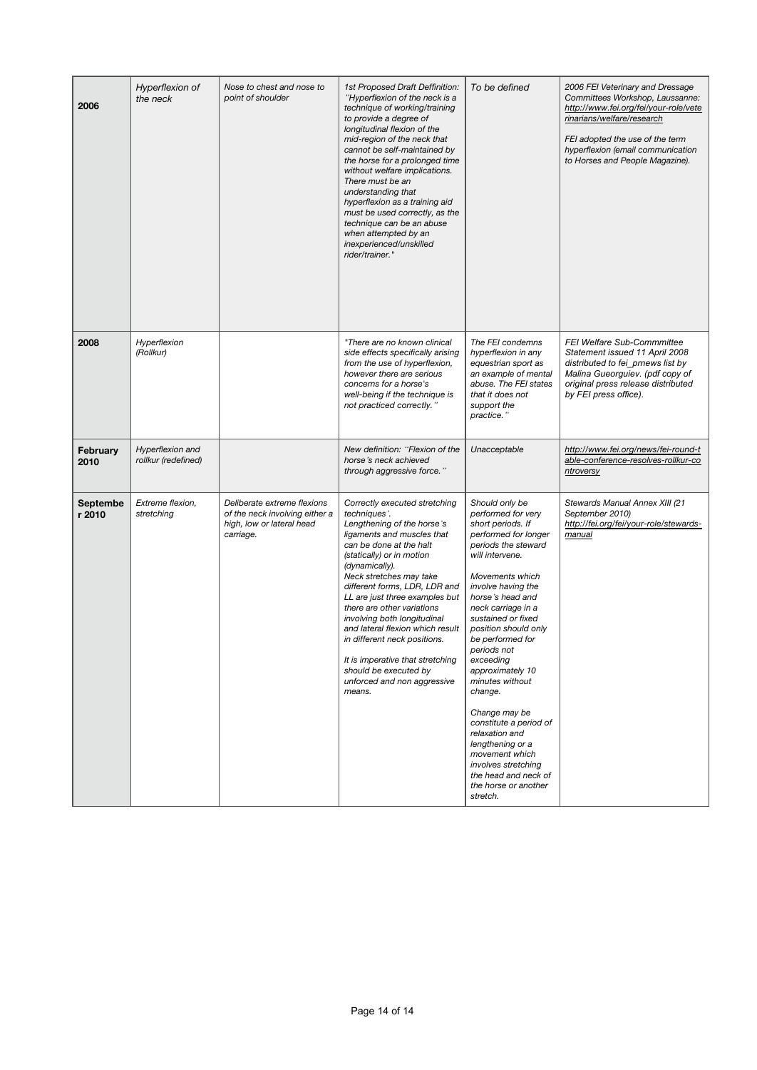| | | | | | |
|---|---|---|---|---|---|
| **2006** | *Hyperflexion of the neck* | *Nose to chest and nose to point of shoulder* | *1st Proposed Draft Deffinition: "Hyperflexion of the neck is a technique of working/training to provide a degree of longitudinal flexion of the mid-region of the neck that cannot be self-maintained by the horse for a prolonged time without welfare implications. There must be an understanding that hyperflexion as a training aid must be used correctly, as the technique can be an abuse when attempted by an inexperienced/unskilled rider/trainer."* | *To be defined* | *2006 FEI Veterinary and Dressage Committees Workshop, Laussanne: http://www.fei.org/fei/your-role/veterinarians/welfare/research*<br><br>*FEI adopted the use of the term hyperflexion (email communication to Horses and People Magazine).* |
| **2008** | *Hyperflexion (Rollkur)* | | *"There are no known clinical side effects specifically arising from the use of hyperflexion, however there are serious concerns for a horse's well-being if the technique is not practiced correctly."* | *The FEI condemns hyperflexion in any equestrian sport as an example of mental abuse. The FEI states that it does not support the practice."* | *FEI Welfare Sub-Commmittee Statement issued 11 April 2008 distributed to fei_prnews list by Malina Gueorguiev. (pdf copy of original press release distributed by FEI press office).* |
| **February 2010** | *Hyperflexion and rollkur (redefined)* | | *New definition: "Flexion of the horse's neck achieved through aggressive force."* | *Unacceptable* | *http://www.fei.org/news/fei-round-table-conference-resolves-rollkur-controversy* |
| **September 2010** | *Extreme flexion, stretching* | *Deliberate extreme flexions of the neck involving either a high, low or lateral head carriage.* | *Correctly executed stretching techniques'. Lengthening of the horse's ligaments and muscles that can be done at the halt (statically) or in motion (dynamically). Neck stretches may take different forms, LDR, LDR and LL are just three examples but there are other variations involving both longitudinal and lateral flexion which result in different neck positions.*<br><br>*It is imperative that stretching should be executed by unforced and non aggressive means.* | *Should only be performed for very short periods. If performed for longer periods the steward will intervene.*<br><br>*Movements which involve having the horse's head and neck carriage in a sustained or fixed position should only be performed for periods not exceeding approximately 10 minutes without change.*<br><br>*Change may be constitute a period of relaxation and lengthening or a movement which involves stretching the head and neck of the horse or another stretch.* | *Stewards Manual Annex XIII (21 September 2010) http://fei.org/fei/your-role/stewards-manual* |